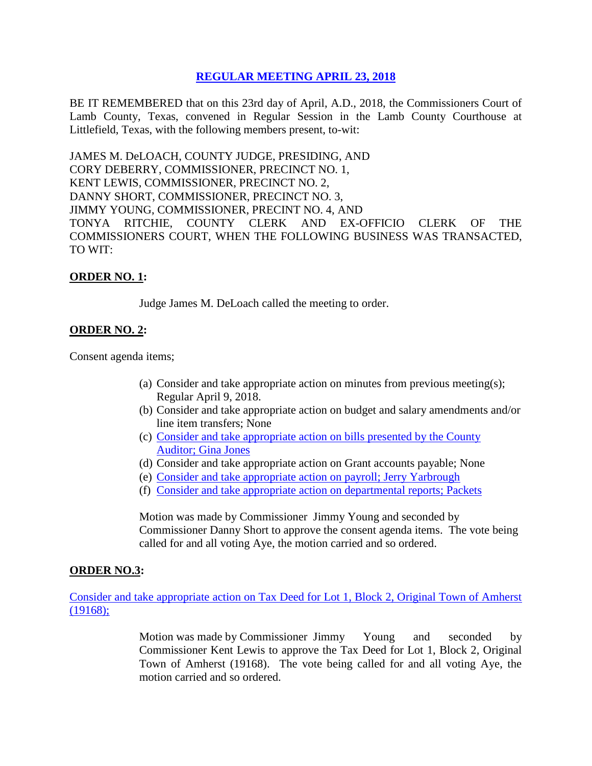# REGULAR MEETING APRIL 23, 2018

BE IT REMEMBERED that on this 23rd day of April, A.D., 2018, the Commissioners Court of Lamb County, Texas, convened in Regular Session in the Lamb County Courthouse at Littlefield, Texas, with the following members present, to-wit:

JAMES M. DeLOACH, COUNTY JUDGE, PRESIDING, AND
CORY DEBERRY, COMMISSIONER, PRECINCT NO. 1,
KENT LEWIS, COMMISSIONER, PRECINCT NO. 2,
DANNY SHORT, COMMISSIONER, PRECINCT NO. 3,
JIMMY YOUNG, COMMISSIONER, PRECINT NO. 4, AND
TONYA RITCHIE, COUNTY CLERK AND EX-OFFICIO CLERK OF THE COMMISSIONERS COURT, WHEN THE FOLLOWING BUSINESS WAS TRANSACTED, TO WIT:

**ORDER NO. 1:**

Judge James M. DeLoach called the meeting to order.

**ORDER NO. 2:**

Consent agenda items;

(a) Consider and take appropriate action on minutes from previous meeting(s); Regular April 9, 2018.
(b) Consider and take appropriate action on budget and salary amendments and/or line item transfers; None
(c) Consider and take appropriate action on bills presented by the County Auditor; Gina Jones
(d) Consider and take appropriate action on Grant accounts payable; None
(e) Consider and take appropriate action on payroll; Jerry Yarbrough
(f) Consider and take appropriate action on departmental reports; Packets

Motion was made by Commissioner Jimmy Young and seconded by Commissioner Danny Short to approve the consent agenda items. The vote being called for and all voting Aye, the motion carried and so ordered.

**ORDER NO.3:**

Consider and take appropriate action on Tax Deed for Lot 1, Block 2, Original Town of Amherst (19168);

Motion was made by Commissioner Jimmy Young and seconded by Commissioner Kent Lewis to approve the Tax Deed for Lot 1, Block 2, Original Town of Amherst (19168). The vote being called for and all voting Aye, the motion carried and so ordered.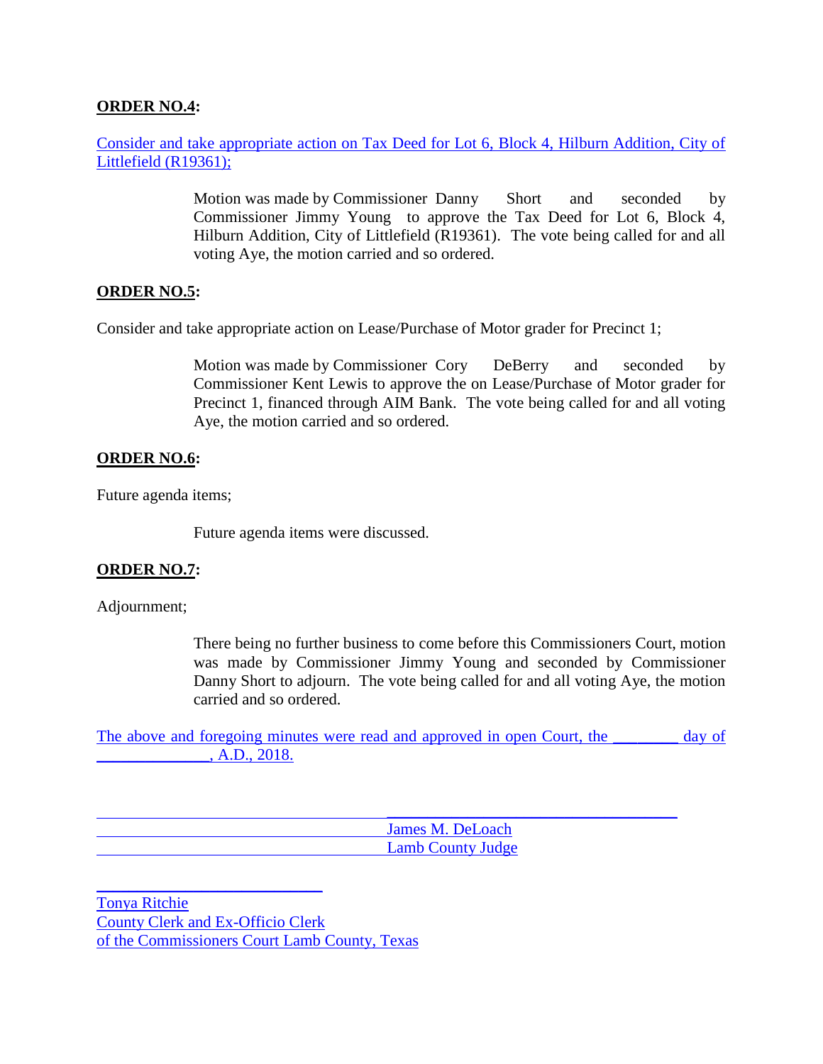**ORDER NO.4:**

Consider and take appropriate action on Tax Deed for Lot 6, Block 4, Hilburn Addition, City of Littlefield (R19361);

> Motion was made by Commissioner Danny Short and seconded by Commissioner Jimmy Young to approve the Tax Deed for Lot 6, Block 4, Hilburn Addition, City of Littlefield (R19361). The vote being called for and all voting Aye, the motion carried and so ordered.

**ORDER NO.5:**

Consider and take appropriate action on Lease/Purchase of Motor grader for Precinct 1;

> Motion was made by Commissioner Cory DeBerry and seconded by Commissioner Kent Lewis to approve the on Lease/Purchase of Motor grader for Precinct 1, financed through AIM Bank. The vote being called for and all voting Aye, the motion carried and so ordered.

**ORDER NO.6:**

Future agenda items;

> Future agenda items were discussed.

**ORDER NO.7:**

Adjournment;

> There being no further business to come before this Commissioners Court, motion was made by Commissioner Jimmy Young and seconded by Commissioner Danny Short to adjourn. The vote being called for and all voting Aye, the motion carried and so ordered.

The above and foregoing minutes were read and approved in open Court, the ________ day of ______________, A.D., 2018.

___________________________________
James M. DeLoach
Lamb County Judge

___________________________
Tonya Ritchie
County Clerk and Ex-Officio Clerk
of the Commissioners Court Lamb County, Texas